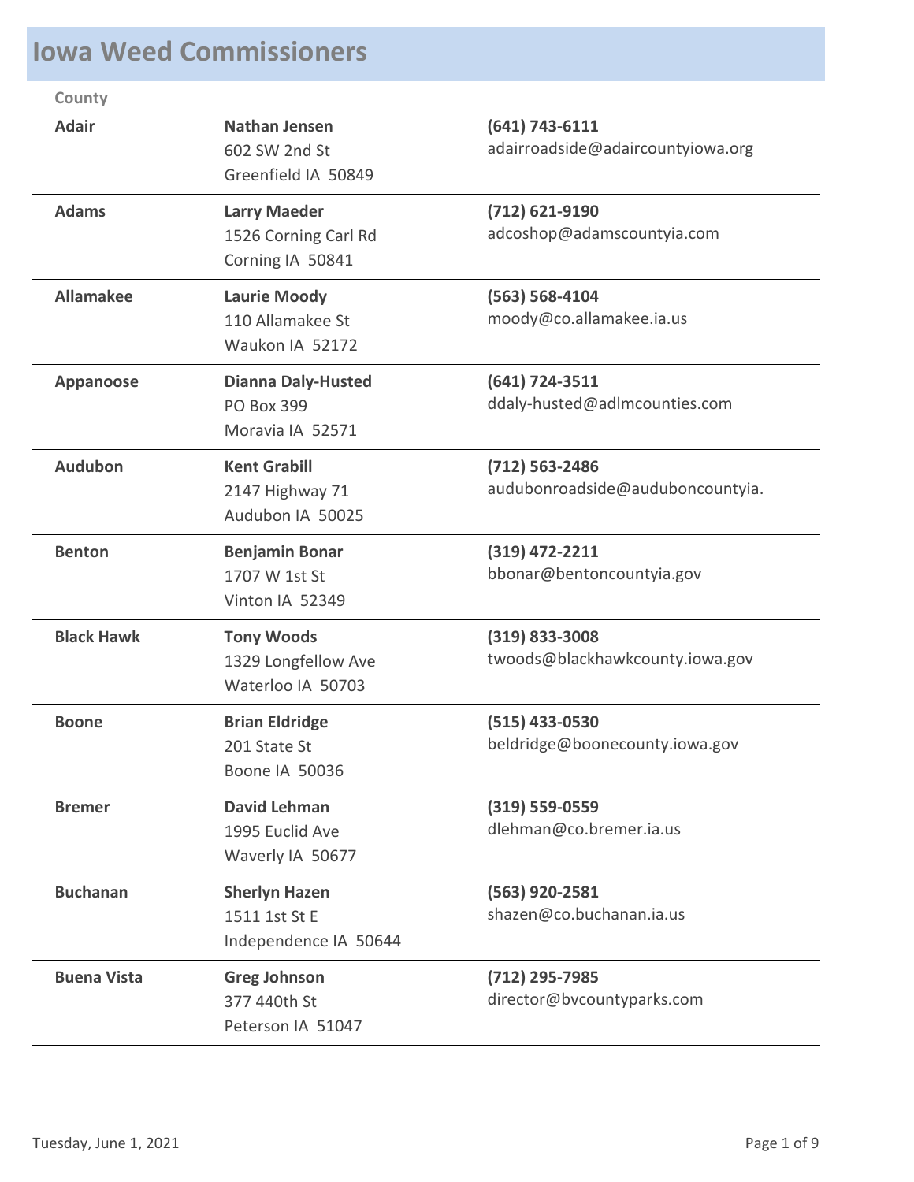# Iowa Weed Commissioners

| County | | |
|---|---|---|
| **Adair** | **Nathan Jensen**<br>602 SW 2nd St<br>Greenfield IA 50849 | **(641) 743-6111**<br>adairroadside@adaircountyiowa.org |
| **Adams** | **Larry Maeder**<br>1526 Corning Carl Rd<br>Corning IA 50841 | **(712) 621-9190**<br>adcoshop@adamscountyia.com |
| **Allamakee** | **Laurie Moody**<br>110 Allamakee St<br>Waukon IA 52172 | **(563) 568-4104**<br>moody@co.allamakee.ia.us |
| **Appanoose** | **Dianna Daly-Husted**<br>PO Box 399<br>Moravia IA 52571 | **(641) 724-3511**<br>ddaly-husted@adlmcounties.com |
| **Audubon** | **Kent Grabill**<br>2147 Highway 71<br>Audubon IA 50025 | **(712) 563-2486**<br>audubonroadside@auduboncountyia. |
| **Benton** | **Benjamin Bonar**<br>1707 W 1st St<br>Vinton IA 52349 | **(319) 472-2211**<br>bbonar@bentoncountyia.gov |
| **Black Hawk** | **Tony Woods**<br>1329 Longfellow Ave<br>Waterloo IA 50703 | **(319) 833-3008**<br>twoods@blackhawkcounty.iowa.gov |
| **Boone** | **Brian Eldridge**<br>201 State St<br>Boone IA 50036 | **(515) 433-0530**<br>beldridge@boonecounty.iowa.gov |
| **Bremer** | **David Lehman**<br>1995 Euclid Ave<br>Waverly IA 50677 | **(319) 559-0559**<br>dlehman@co.bremer.ia.us |
| **Buchanan** | **Sherlyn Hazen**<br>1511 1st St E<br>Independence IA 50644 | **(563) 920-2581**<br>shazen@co.buchanan.ia.us |
| **Buena Vista** | **Greg Johnson**<br>377 440th St<br>Peterson IA 51047 | **(712) 295-7985**<br>director@bvcountyparks.com |

Tuesday, June 1, 2021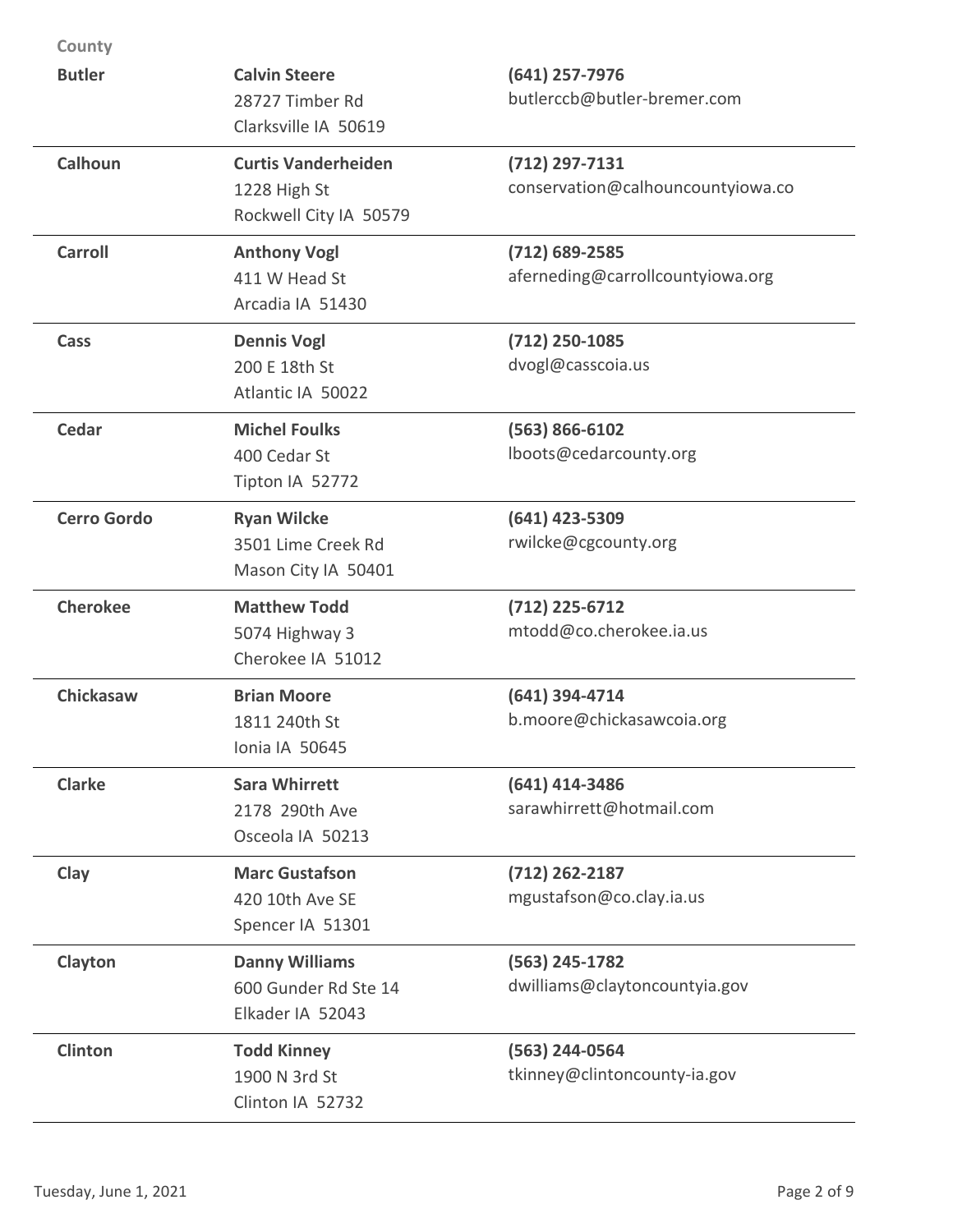| County | | |
|---|---|---|
| **Butler** | **Calvin Steere**<br>28727 Timber Rd<br>Clarksville IA 50619 | **(641) 257-7976**<br>butlerccb@butler-bremer.com |
| **Calhoun** | **Curtis Vanderheiden**<br>1228 High St<br>Rockwell City IA 50579 | **(712) 297-7131**<br>conservation@calhouncountyiowa.co |
| **Carroll** | **Anthony Vogl**<br>411 W Head St<br>Arcadia IA 51430 | **(712) 689-2585**<br>aferneding@carrollcountyiowa.org |
| **Cass** | **Dennis Vogl**<br>200 E 18th St<br>Atlantic IA 50022 | **(712) 250-1085**<br>dvogl@casscoia.us |
| **Cedar** | **Michel Foulks**<br>400 Cedar St<br>Tipton IA 52772 | **(563) 866-6102**<br>lboots@cedarcounty.org |
| **Cerro Gordo** | **Ryan Wilcke**<br>3501 Lime Creek Rd<br>Mason City IA 50401 | **(641) 423-5309**<br>rwilcke@cgcounty.org |
| **Cherokee** | **Matthew Todd**<br>5074 Highway 3<br>Cherokee IA 51012 | **(712) 225-6712**<br>mtodd@co.cherokee.ia.us |
| **Chickasaw** | **Brian Moore**<br>1811 240th St<br>Ionia IA 50645 | **(641) 394-4714**<br>b.moore@chickasawcoia.org |
| **Clarke** | **Sara Whirrett**<br>2178 290th Ave<br>Osceola IA 50213 | **(641) 414-3486**<br>sarawhirrett@hotmail.com |
| **Clay** | **Marc Gustafson**<br>420 10th Ave SE<br>Spencer IA 51301 | **(712) 262-2187**<br>mgustafson@co.clay.ia.us |
| **Clayton** | **Danny Williams**<br>600 Gunder Rd Ste 14<br>Elkader IA 52043 | **(563) 245-1782**<br>dwilliams@claytoncountyia.gov |
| **Clinton** | **Todd Kinney**<br>1900 N 3rd St<br>Clinton IA 52732 | **(563) 244-0564**<br>tkinney@clintoncounty-ia.gov |

Tuesday, June 1, 2021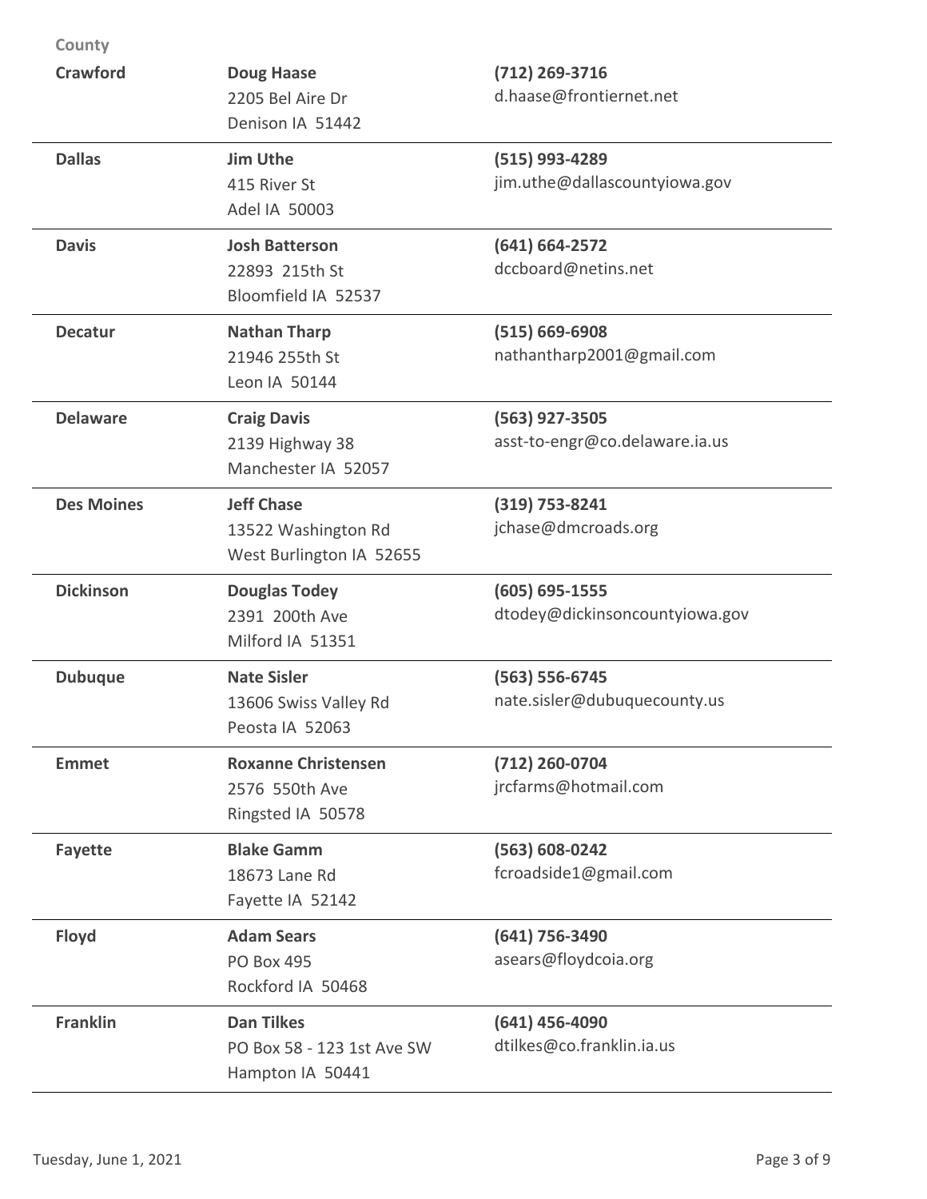| County | | |
|---|---|---|
| **Crawford** | **Doug Haase**<br>2205 Bel Aire Dr<br>Denison IA 51442 | **(712) 269-3716**<br>d.haase@frontiernet.net |
| **Dallas** | **Jim Uthe**<br>415 River St<br>Adel IA 50003 | **(515) 993-4289**<br>jim.uthe@dallascountyiowa.gov |
| **Davis** | **Josh Batterson**<br>22893 215th St<br>Bloomfield IA 52537 | **(641) 664-2572**<br>dccboard@netins.net |
| **Decatur** | **Nathan Tharp**<br>21946 255th St<br>Leon IA 50144 | **(515) 669-6908**<br>nathantharp2001@gmail.com |
| **Delaware** | **Craig Davis**<br>2139 Highway 38<br>Manchester IA 52057 | **(563) 927-3505**<br>asst-to-engr@co.delaware.ia.us |
| **Des Moines** | **Jeff Chase**<br>13522 Washington Rd<br>West Burlington IA 52655 | **(319) 753-8241**<br>jchase@dmcroads.org |
| **Dickinson** | **Douglas Todey**<br>2391 200th Ave<br>Milford IA 51351 | **(605) 695-1555**<br>dtodey@dickinsoncountyiowa.gov |
| **Dubuque** | **Nate Sisler**<br>13606 Swiss Valley Rd<br>Peosta IA 52063 | **(563) 556-6745**<br>nate.sisler@dubuquecounty.us |
| **Emmet** | **Roxanne Christensen**<br>2576 550th Ave<br>Ringsted IA 50578 | **(712) 260-0704**<br>jrcfarms@hotmail.com |
| **Fayette** | **Blake Gamm**<br>18673 Lane Rd<br>Fayette IA 52142 | **(563) 608-0242**<br>fcroadside1@gmail.com |
| **Floyd** | **Adam Sears**<br>PO Box 495<br>Rockford IA 50468 | **(641) 756-3490**<br>asears@floydcoia.org |
| **Franklin** | **Dan Tilkes**<br>PO Box 58 - 123 1st Ave SW<br>Hampton IA 50441 | **(641) 456-4090**<br>dtilkes@co.franklin.ia.us |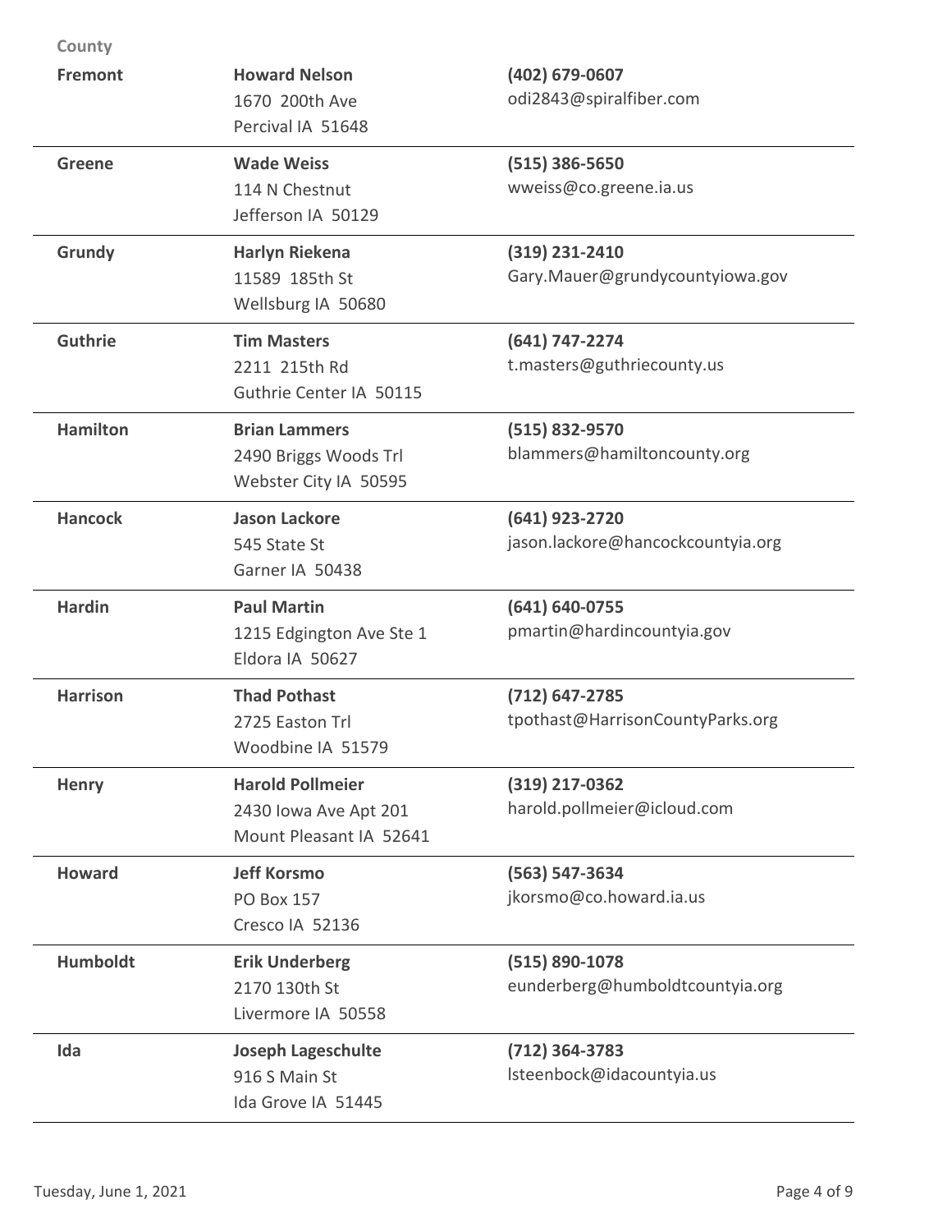| County | Name / Address | Phone / Email |
| --- | --- | --- |
| **Fremont** | **Howard Nelson**<br>1670 200th Ave<br>Percival IA 51648 | **(402) 679-0607**<br>odi2843@spiralfiber.com |
| **Greene** | **Wade Weiss**<br>114 N Chestnut<br>Jefferson IA 50129 | **(515) 386-5650**<br>wweiss@co.greene.ia.us |
| **Grundy** | **Harlyn Riekena**<br>11589 185th St<br>Wellsburg IA 50680 | **(319) 231-2410**<br>Gary.Mauer@grundycountyiowa.gov |
| **Guthrie** | **Tim Masters**<br>2211 215th Rd<br>Guthrie Center IA 50115 | **(641) 747-2274**<br>t.masters@guthriecounty.us |
| **Hamilton** | **Brian Lammers**<br>2490 Briggs Woods Trl<br>Webster City IA 50595 | **(515) 832-9570**<br>blammers@hamiltoncounty.org |
| **Hancock** | **Jason Lackore**<br>545 State St<br>Garner IA 50438 | **(641) 923-2720**<br>jason.lackore@hancockcountyia.org |
| **Hardin** | **Paul Martin**<br>1215 Edgington Ave Ste 1<br>Eldora IA 50627 | **(641) 640-0755**<br>pmartin@hardincountyia.gov |
| **Harrison** | **Thad Pothast**<br>2725 Easton Trl<br>Woodbine IA 51579 | **(712) 647-2785**<br>tpothast@HarrisonCountyParks.org |
| **Henry** | **Harold Pollmeier**<br>2430 Iowa Ave Apt 201<br>Mount Pleasant IA 52641 | **(319) 217-0362**<br>harold.pollmeier@icloud.com |
| **Howard** | **Jeff Korsmo**<br>PO Box 157<br>Cresco IA 52136 | **(563) 547-3634**<br>jkorsmo@co.howard.ia.us |
| **Humboldt** | **Erik Underberg**<br>2170 130th St<br>Livermore IA 50558 | **(515) 890-1078**<br>eunderberg@humboldtcountyia.org |
| **Ida** | **Joseph Lageschulte**<br>916 S Main St<br>Ida Grove IA 51445 | **(712) 364-3783**<br>lsteenbock@idacountyia.us |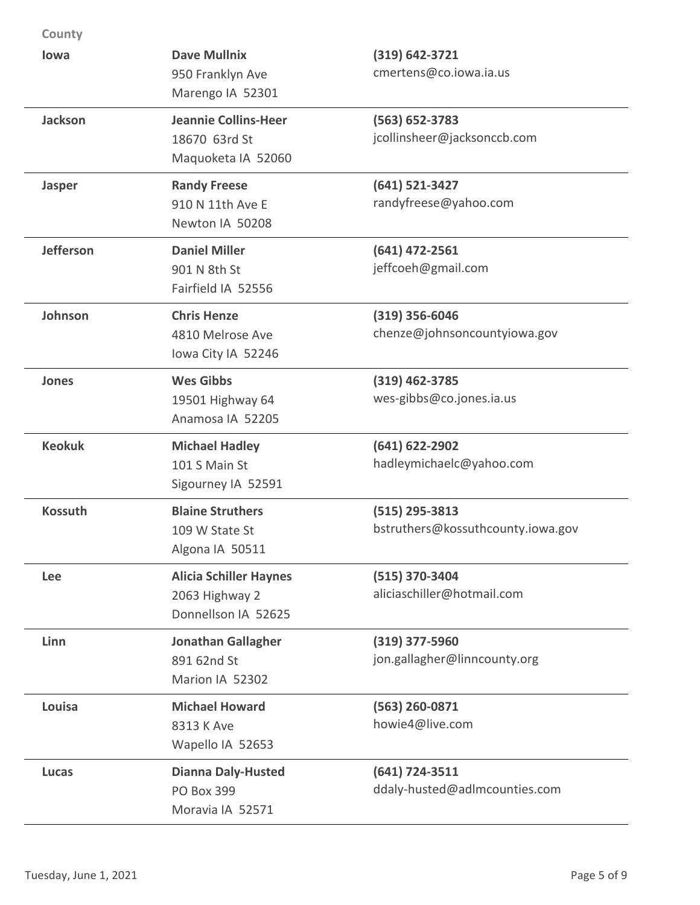| County | Name / Address | Phone / Email |
| --- | --- | --- |
| **Iowa** | **Dave Mullnix**<br>950 Franklyn Ave<br>Marengo IA 52301 | **(319) 642-3721**<br>cmertens@co.iowa.ia.us |
| **Jackson** | **Jeannie Collins-Heer**<br>18670 63rd St<br>Maquoketa IA 52060 | **(563) 652-3783**<br>jcollinsheer@jacksonccb.com |
| **Jasper** | **Randy Freese**<br>910 N 11th Ave E<br>Newton IA 50208 | **(641) 521-3427**<br>randyfreese@yahoo.com |
| **Jefferson** | **Daniel Miller**<br>901 N 8th St<br>Fairfield IA 52556 | **(641) 472-2561**<br>jeffcoeh@gmail.com |
| **Johnson** | **Chris Henze**<br>4810 Melrose Ave<br>Iowa City IA 52246 | **(319) 356-6046**<br>chenze@johnsoncountyiowa.gov |
| **Jones** | **Wes Gibbs**<br>19501 Highway 64<br>Anamosa IA 52205 | **(319) 462-3785**<br>wes-gibbs@co.jones.ia.us |
| **Keokuk** | **Michael Hadley**<br>101 S Main St<br>Sigourney IA 52591 | **(641) 622-2902**<br>hadleymichaelc@yahoo.com |
| **Kossuth** | **Blaine Struthers**<br>109 W State St<br>Algona IA 50511 | **(515) 295-3813**<br>bstruthers@kossuthcounty.iowa.gov |
| **Lee** | **Alicia Schiller Haynes**<br>2063 Highway 2<br>Donnellson IA 52625 | **(515) 370-3404**<br>aliciaschiller@hotmail.com |
| **Linn** | **Jonathan Gallagher**<br>891 62nd St<br>Marion IA 52302 | **(319) 377-5960**<br>jon.gallagher@linncounty.org |
| **Louisa** | **Michael Howard**<br>8313 K Ave<br>Wapello IA 52653 | **(563) 260-0871**<br>howie4@live.com |
| **Lucas** | **Dianna Daly-Husted**<br>PO Box 399<br>Moravia IA 52571 | **(641) 724-3511**<br>ddaly-husted@adlmcounties.com |

Tuesday, June 1, 2021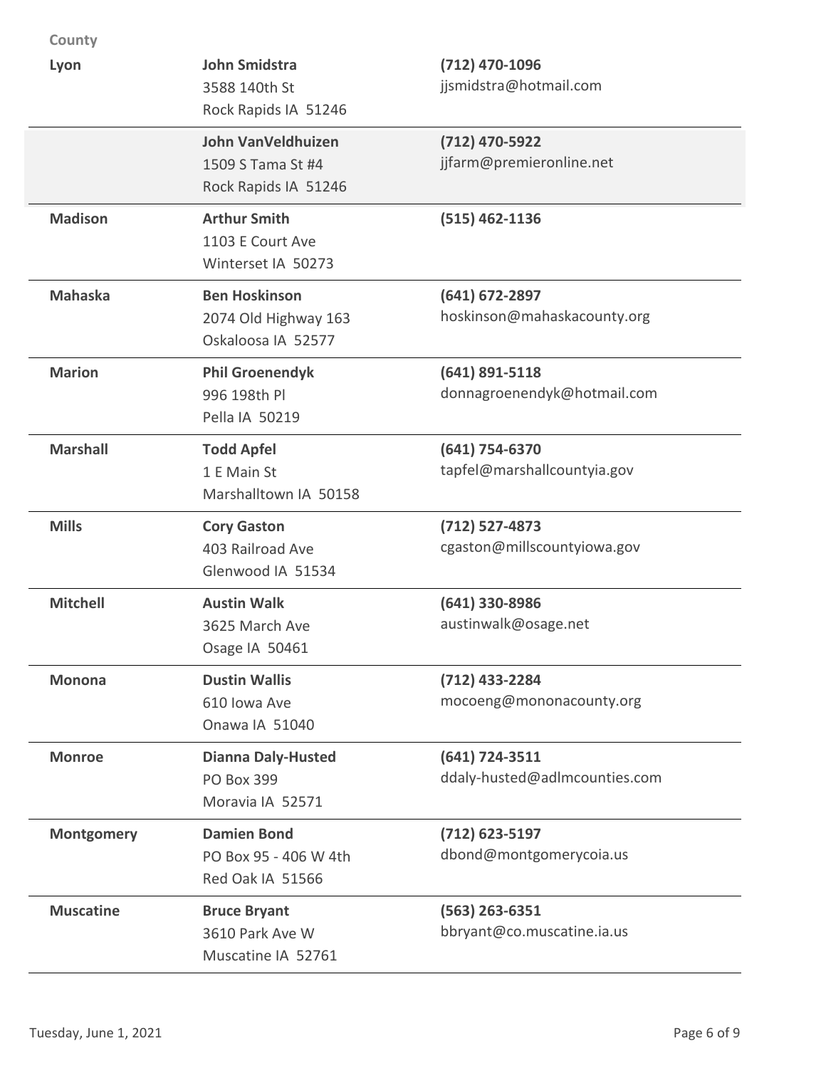| County | Name / Address | Phone / Email |
| --- | --- | --- |
| **Lyon** | **John Smidstra**<br>3588 140th St<br>Rock Rapids IA 51246 | **(712) 470-1096**<br>jjsmidstra@hotmail.com |
| | **John VanVeldhuizen**<br>1509 S Tama St #4<br>Rock Rapids IA 51246 | **(712) 470-5922**<br>jjfarm@premieronline.net |
| **Madison** | **Arthur Smith**<br>1103 E Court Ave<br>Winterset IA 50273 | **(515) 462-1136** |
| **Mahaska** | **Ben Hoskinson**<br>2074 Old Highway 163<br>Oskaloosa IA 52577 | **(641) 672-2897**<br>hoskinson@mahaskacounty.org |
| **Marion** | **Phil Groenendyk**<br>996 198th Pl<br>Pella IA 50219 | **(641) 891-5118**<br>donnagroenendyk@hotmail.com |
| **Marshall** | **Todd Apfel**<br>1 E Main St<br>Marshalltown IA 50158 | **(641) 754-6370**<br>tapfel@marshallcountyia.gov |
| **Mills** | **Cory Gaston**<br>403 Railroad Ave<br>Glenwood IA 51534 | **(712) 527-4873**<br>cgaston@millscountyiowa.gov |
| **Mitchell** | **Austin Walk**<br>3625 March Ave<br>Osage IA 50461 | **(641) 330-8986**<br>austinwalk@osage.net |
| **Monona** | **Dustin Wallis**<br>610 Iowa Ave<br>Onawa IA 51040 | **(712) 433-2284**<br>mocoeng@mononacounty.org |
| **Monroe** | **Dianna Daly-Husted**<br>PO Box 399<br>Moravia IA 52571 | **(641) 724-3511**<br>ddaly-husted@adlmcounties.com |
| **Montgomery** | **Damien Bond**<br>PO Box 95 - 406 W 4th<br>Red Oak IA 51566 | **(712) 623-5197**<br>dbond@montgomerycoia.us |
| **Muscatine** | **Bruce Bryant**<br>3610 Park Ave W<br>Muscatine IA 52761 | **(563) 263-6351**<br>bbryant@co.muscatine.ia.us |

Tuesday, June 1, 2021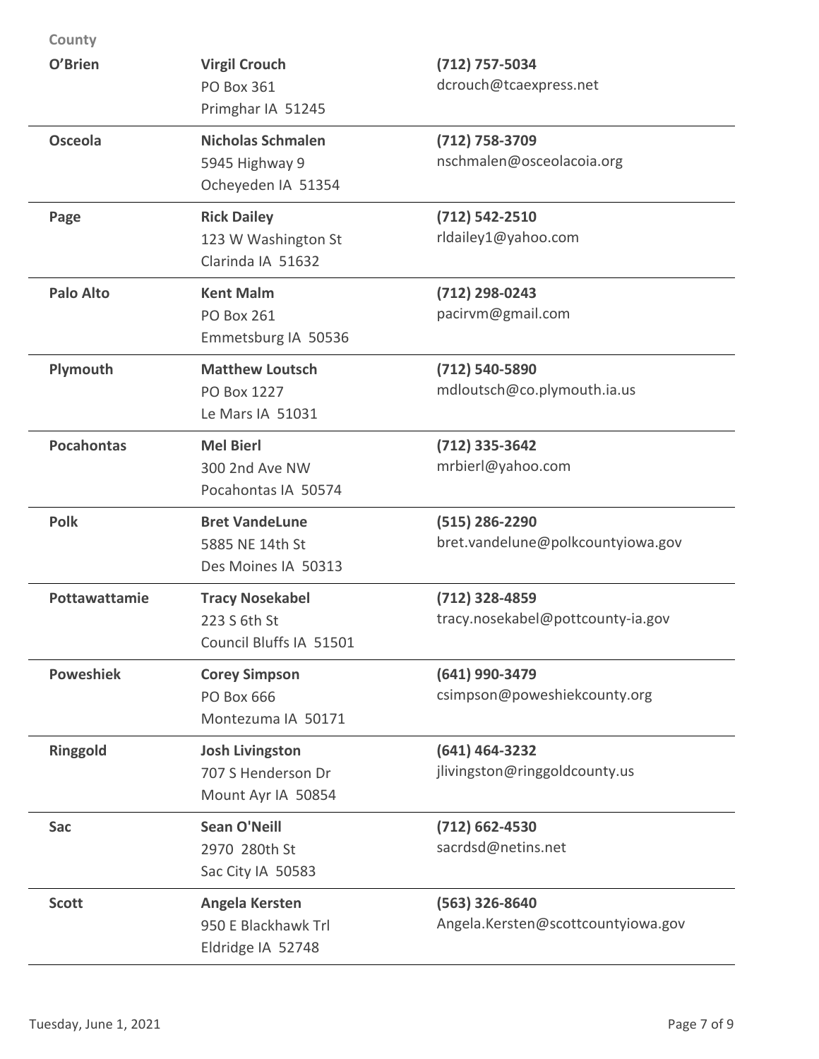| County | | |
|---|---|---|
| **O'Brien** | **Virgil Crouch**<br>PO Box 361<br>Primghar IA 51245 | **(712) 757-5034**<br>dcrouch@tcaexpress.net |
| **Osceola** | **Nicholas Schmalen**<br>5945 Highway 9<br>Ocheyeden IA 51354 | **(712) 758-3709**<br>nschmalen@osceolacoia.org |
| **Page** | **Rick Dailey**<br>123 W Washington St<br>Clarinda IA 51632 | **(712) 542-2510**<br>rldailey1@yahoo.com |
| **Palo Alto** | **Kent Malm**<br>PO Box 261<br>Emmetsburg IA 50536 | **(712) 298-0243**<br>pacirvm@gmail.com |
| **Plymouth** | **Matthew Loutsch**<br>PO Box 1227<br>Le Mars IA 51031 | **(712) 540-5890**<br>mdloutsch@co.plymouth.ia.us |
| **Pocahontas** | **Mel Bierl**<br>300 2nd Ave NW<br>Pocahontas IA 50574 | **(712) 335-3642**<br>mrbierl@yahoo.com |
| **Polk** | **Bret VandeLune**<br>5885 NE 14th St<br>Des Moines IA 50313 | **(515) 286-2290**<br>bret.vandelune@polkcountyiowa.gov |
| **Pottawattamie** | **Tracy Nosekabel**<br>223 S 6th St<br>Council Bluffs IA 51501 | **(712) 328-4859**<br>tracy.nosekabel@pottcounty-ia.gov |
| **Poweshiek** | **Corey Simpson**<br>PO Box 666<br>Montezuma IA 50171 | **(641) 990-3479**<br>csimpson@poweshiekcounty.org |
| **Ringgold** | **Josh Livingston**<br>707 S Henderson Dr<br>Mount Ayr IA 50854 | **(641) 464-3232**<br>jlivingston@ringgoldcounty.us |
| **Sac** | **Sean O'Neill**<br>2970 280th St<br>Sac City IA 50583 | **(712) 662-4530**<br>sacrdsd@netins.net |
| **Scott** | **Angela Kersten**<br>950 E Blackhawk Trl<br>Eldridge IA 52748 | **(563) 326-8640**<br>Angela.Kersten@scottcountyiowa.gov |

Tuesday, June 1, 2021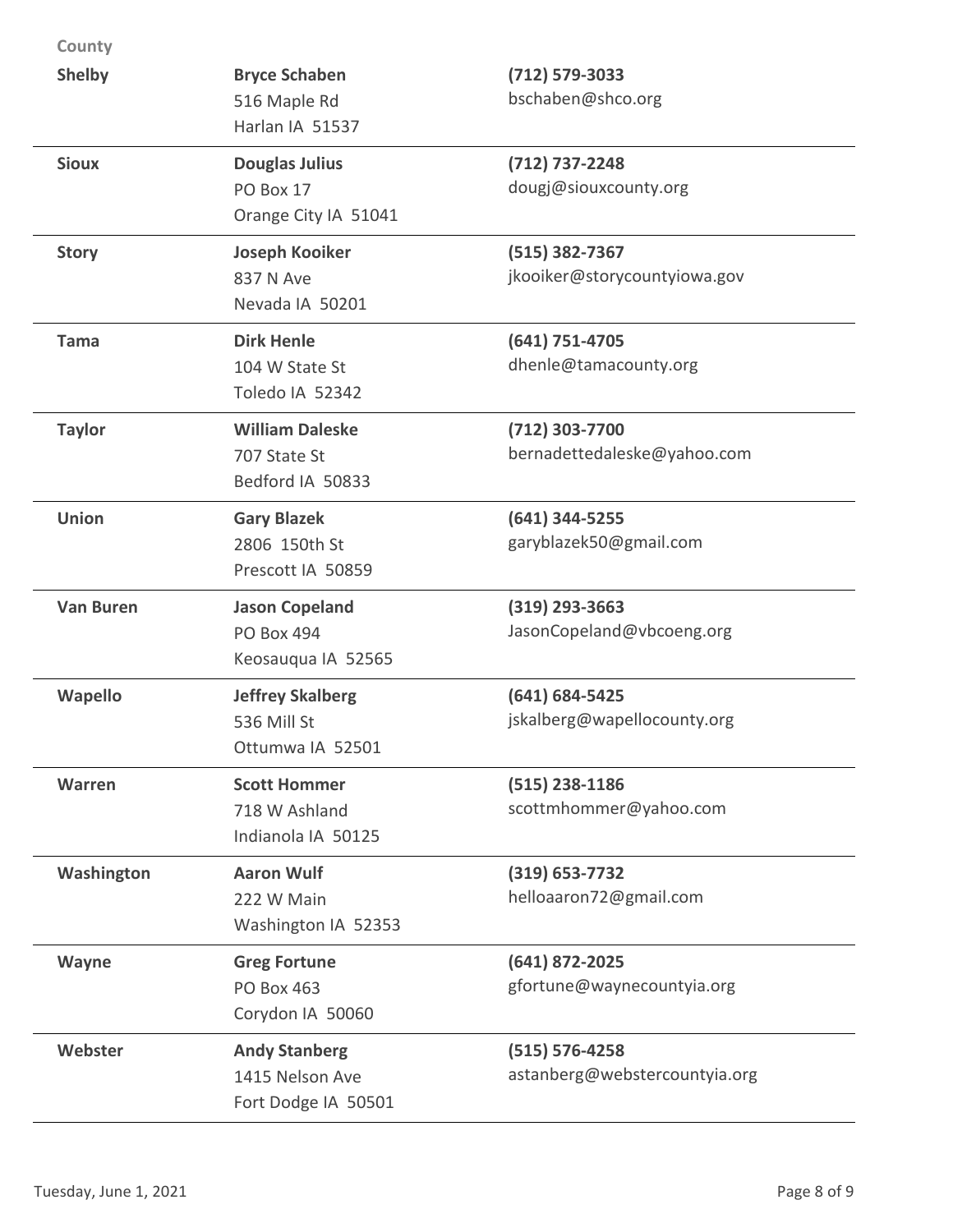| County | Name / Address | Contact |
| --- | --- | --- |
| **Shelby** | **Bryce Schaben**<br>516 Maple Rd<br>Harlan IA 51537 | **(712) 579-3033**<br>bschaben@shco.org |
| **Sioux** | **Douglas Julius**<br>PO Box 17<br>Orange City IA 51041 | **(712) 737-2248**<br>dougj@siouxcounty.org |
| **Story** | **Joseph Kooiker**<br>837 N Ave<br>Nevada IA 50201 | **(515) 382-7367**<br>jkooiker@storycountyiowa.gov |
| **Tama** | **Dirk Henle**<br>104 W State St<br>Toledo IA 52342 | **(641) 751-4705**<br>dhenle@tamacounty.org |
| **Taylor** | **William Daleske**<br>707 State St<br>Bedford IA 50833 | **(712) 303-7700**<br>bernadettedaleske@yahoo.com |
| **Union** | **Gary Blazek**<br>2806 150th St<br>Prescott IA 50859 | **(641) 344-5255**<br>garyblazek50@gmail.com |
| **Van Buren** | **Jason Copeland**<br>PO Box 494<br>Keosauqua IA 52565 | **(319) 293-3663**<br>JasonCopeland@vbcoeng.org |
| **Wapello** | **Jeffrey Skalberg**<br>536 Mill St<br>Ottumwa IA 52501 | **(641) 684-5425**<br>jskalberg@wapellocounty.org |
| **Warren** | **Scott Hommer**<br>718 W Ashland<br>Indianola IA 50125 | **(515) 238-1186**<br>scottmhommer@yahoo.com |
| **Washington** | **Aaron Wulf**<br>222 W Main<br>Washington IA 52353 | **(319) 653-7732**<br>helloaaron72@gmail.com |
| **Wayne** | **Greg Fortune**<br>PO Box 463<br>Corydon IA 50060 | **(641) 872-2025**<br>gfortune@waynecountyia.org |
| **Webster** | **Andy Stanberg**<br>1415 Nelson Ave<br>Fort Dodge IA 50501 | **(515) 576-4258**<br>astanberg@webstercountyia.org |

Tuesday, June 1, 2021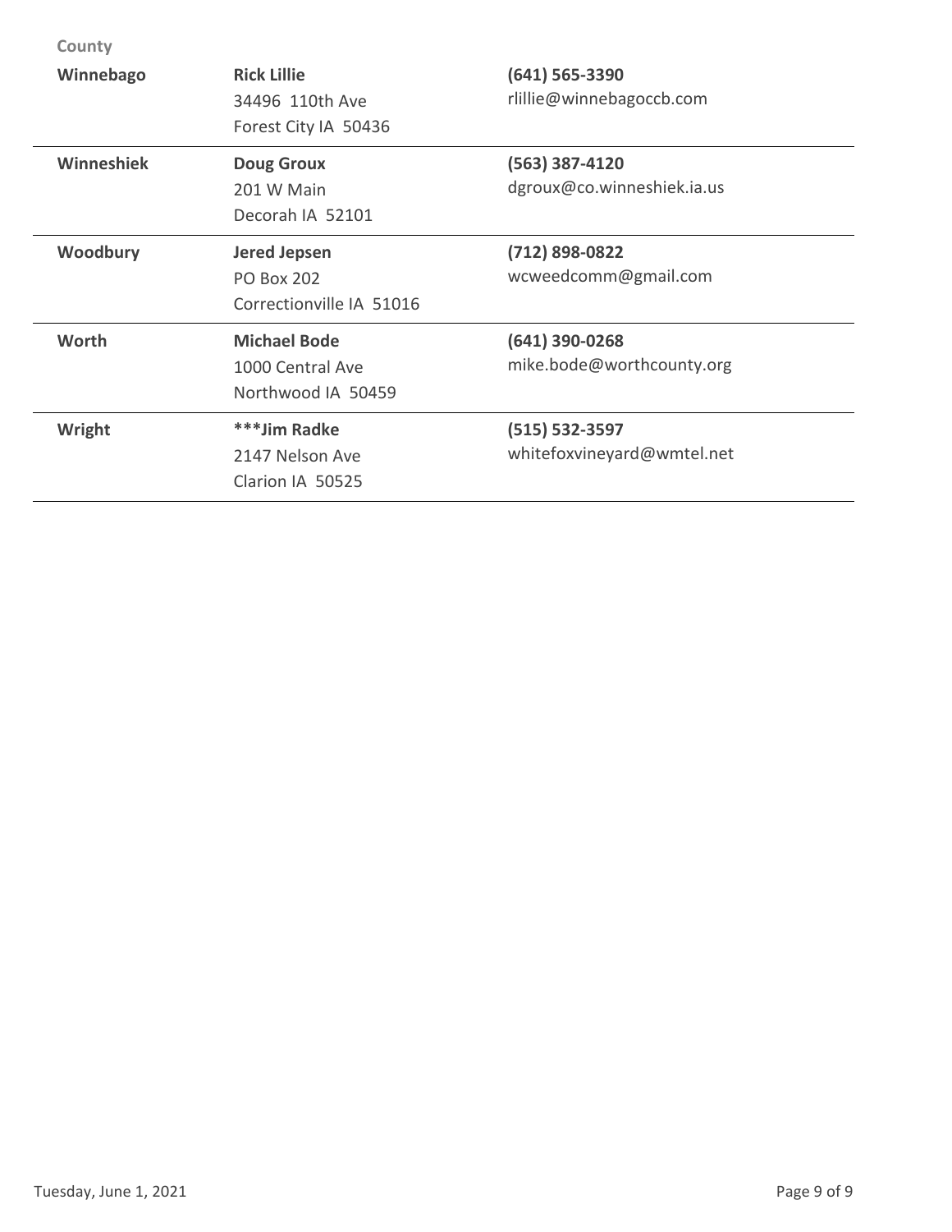| County | | |
| --- | --- | --- |
| **Winnebago** | **Rick Lillie**<br>34496 110th Ave<br>Forest City IA 50436 | **(641) 565-3390**<br>rlillie@winnebagoccb.com |
| **Winneshiek** | **Doug Groux**<br>201 W Main<br>Decorah IA 52101 | **(563) 387-4120**<br>dgroux@co.winneshiek.ia.us |
| **Woodbury** | **Jered Jepsen**<br>PO Box 202<br>Correctionville IA 51016 | **(712) 898-0822**<br>wcweedcomm@gmail.com |
| **Worth** | **Michael Bode**<br>1000 Central Ave<br>Northwood IA 50459 | **(641) 390-0268**<br>mike.bode@worthcounty.org |
| **Wright** | **\*\*\*Jim Radke**<br>2147 Nelson Ave<br>Clarion IA 50525 | **(515) 532-3597**<br>whitefoxvineyard@wmtel.net |

Tuesday, June 1, 2021